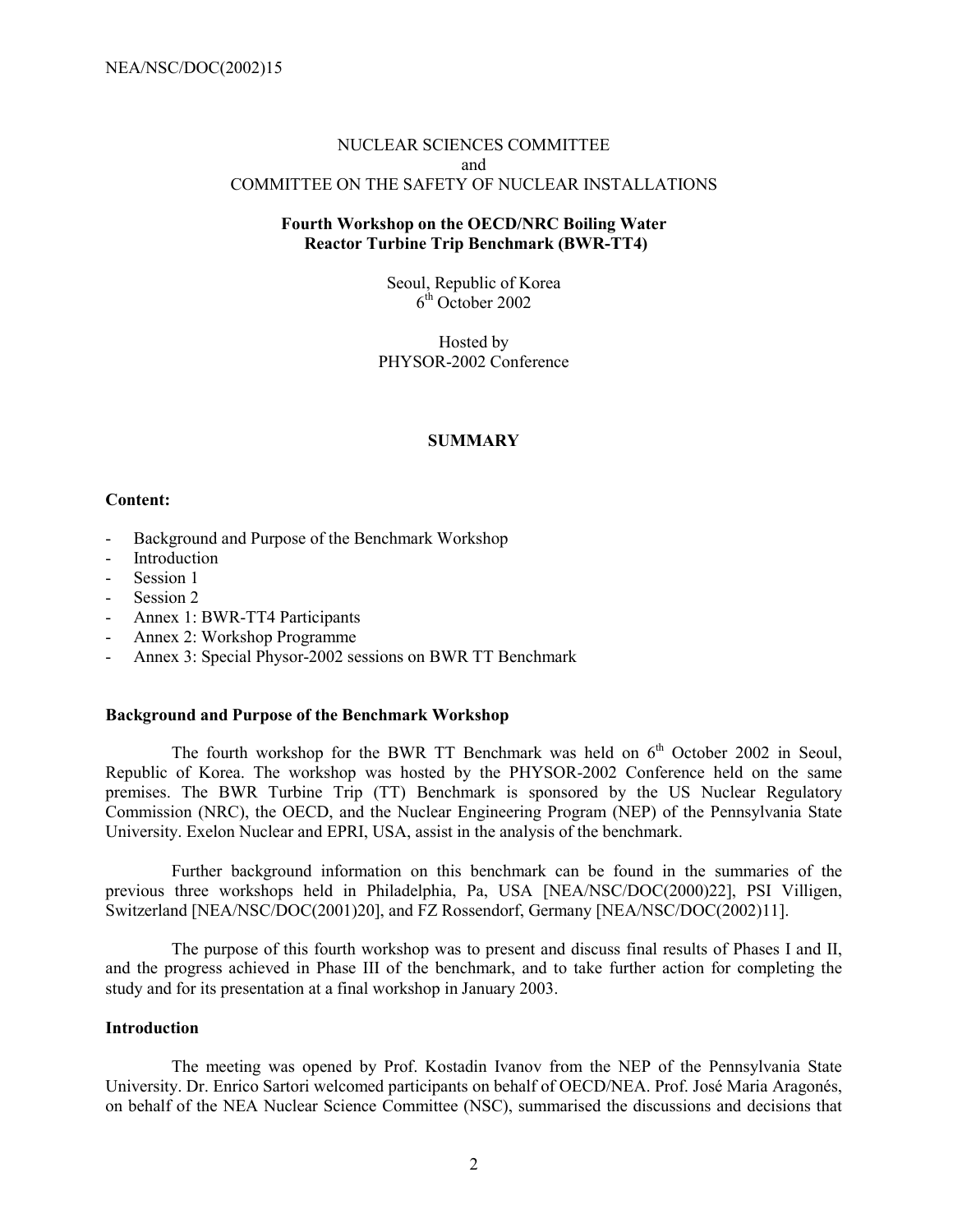NUCLEAR SCIENCES COMMITTEE
and
COMMITTEE ON THE SAFETY OF NUCLEAR INSTALLATIONS

**Fourth Workshop on the OECD/NRC Boiling Water Reactor Turbine Trip Benchmark (BWR-TT4)**

Seoul, Republic of Korea
6th October 2002

Hosted by
PHYSOR-2002 Conference

## SUMMARY

**Content:**

- Background and Purpose of the Benchmark Workshop
- Introduction
- Session 1
- Session 2
- Annex 1: BWR-TT4 Participants
- Annex 2: Workshop Programme
- Annex 3: Special Physor-2002 sessions on BWR TT Benchmark

### Background and Purpose of the Benchmark Workshop

The fourth workshop for the BWR TT Benchmark was held on 6th October 2002 in Seoul, Republic of Korea. The workshop was hosted by the PHYSOR-2002 Conference held on the same premises. The BWR Turbine Trip (TT) Benchmark is sponsored by the US Nuclear Regulatory Commission (NRC), the OECD, and the Nuclear Engineering Program (NEP) of the Pennsylvania State University. Exelon Nuclear and EPRI, USA, assist in the analysis of the benchmark.

Further background information on this benchmark can be found in the summaries of the previous three workshops held in Philadelphia, Pa, USA [NEA/NSC/DOC(2000)22], PSI Villigen, Switzerland [NEA/NSC/DOC(2001)20], and FZ Rossendorf, Germany [NEA/NSC/DOC(2002)11].

The purpose of this fourth workshop was to present and discuss final results of Phases I and II, and the progress achieved in Phase III of the benchmark, and to take further action for completing the study and for its presentation at a final workshop in January 2003.

### Introduction

The meeting was opened by Prof. Kostadin Ivanov from the NEP of the Pennsylvania State University. Dr. Enrico Sartori welcomed participants on behalf of OECD/NEA. Prof. José Maria Aragonés, on behalf of the NEA Nuclear Science Committee (NSC), summarised the discussions and decisions that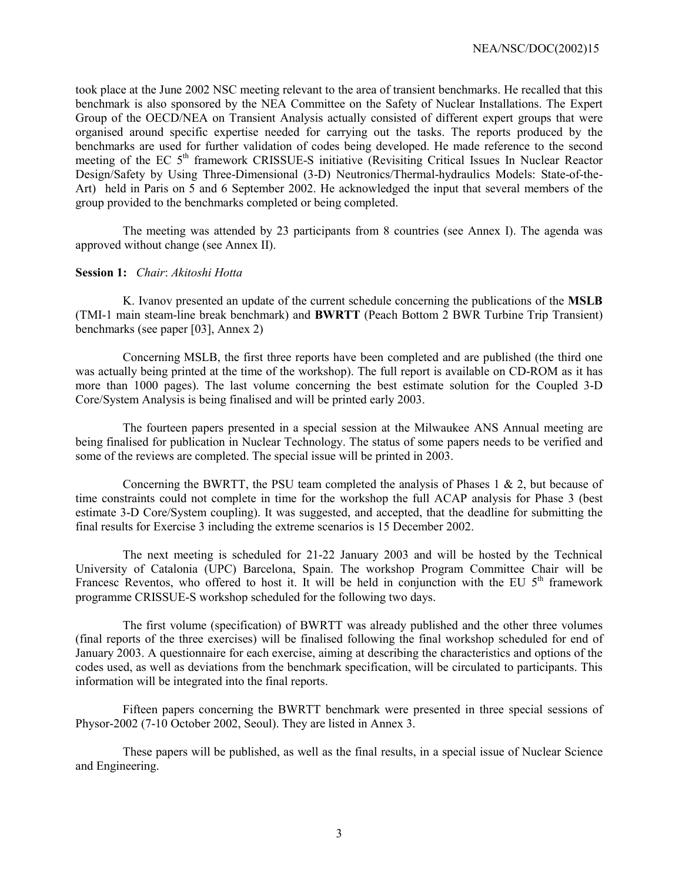took place at the June 2002 NSC meeting relevant to the area of transient benchmarks. He recalled that this benchmark is also sponsored by the NEA Committee on the Safety of Nuclear Installations. The Expert Group of the OECD/NEA on Transient Analysis actually consisted of different expert groups that were organised around specific expertise needed for carrying out the tasks. The reports produced by the benchmarks are used for further validation of codes being developed. He made reference to the second meeting of the EC 5[th] framework CRISSUE-S initiative (Revisiting Critical Issues In Nuclear Reactor Design/Safety by Using Three-Dimensional (3-D) Neutronics/Thermal-hydraulics Models: State-of-the-Art) held in Paris on 5 and 6 September 2002. He acknowledged the input that several members of the group provided to the benchmarks completed or being completed.

The meeting was attended by 23 participants from 8 countries (see Annex I). The agenda was approved without change (see Annex II).

**Session 1:** *Chair*: *Akitoshi Hotta*

K. Ivanov presented an update of the current schedule concerning the publications of the **MSLB** (TMI-1 main steam-line break benchmark) and **BWRTT** (Peach Bottom 2 BWR Turbine Trip Transient) benchmarks (see paper [03], Annex 2)

Concerning MSLB, the first three reports have been completed and are published (the third one was actually being printed at the time of the workshop). The full report is available on CD-ROM as it has more than 1000 pages). The last volume concerning the best estimate solution for the Coupled 3-D Core/System Analysis is being finalised and will be printed early 2003.

The fourteen papers presented in a special session at the Milwaukee ANS Annual meeting are being finalised for publication in Nuclear Technology. The status of some papers needs to be verified and some of the reviews are completed. The special issue will be printed in 2003.

Concerning the BWRTT, the PSU team completed the analysis of Phases 1 & 2, but because of time constraints could not complete in time for the workshop the full ACAP analysis for Phase 3 (best estimate 3-D Core/System coupling). It was suggested, and accepted, that the deadline for submitting the final results for Exercise 3 including the extreme scenarios is 15 December 2002.

The next meeting is scheduled for 21-22 January 2003 and will be hosted by the Technical University of Catalonia (UPC) Barcelona, Spain. The workshop Program Committee Chair will be Francesc Reventos, who offered to host it. It will be held in conjunction with the EU 5[th] framework programme CRISSUE-S workshop scheduled for the following two days.

The first volume (specification) of BWRTT was already published and the other three volumes (final reports of the three exercises) will be finalised following the final workshop scheduled for end of January 2003. A questionnaire for each exercise, aiming at describing the characteristics and options of the codes used, as well as deviations from the benchmark specification, will be circulated to participants. This information will be integrated into the final reports.

Fifteen papers concerning the BWRTT benchmark were presented in three special sessions of Physor-2002 (7-10 October 2002, Seoul). They are listed in Annex 3.

These papers will be published, as well as the final results, in a special issue of Nuclear Science and Engineering.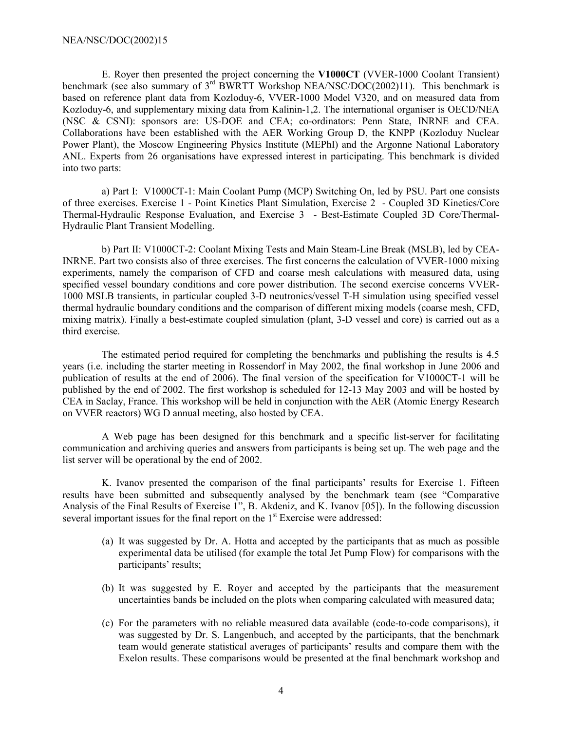E. Royer then presented the project concerning the **V1000CT** (VVER-1000 Coolant Transient) benchmark (see also summary of 3rd BWRTT Workshop NEA/NSC/DOC(2002)11). This benchmark is based on reference plant data from Kozloduy-6, VVER-1000 Model V320, and on measured data from Kozloduy-6, and supplementary mixing data from Kalinin-1,2. The international organiser is OECD/NEA (NSC & CSNI): sponsors are: US-DOE and CEA; co-ordinators: Penn State, INRNE and CEA. Collaborations have been established with the AER Working Group D, the KNPP (Kozloduy Nuclear Power Plant), the Moscow Engineering Physics Institute (MEPhI) and the Argonne National Laboratory ANL. Experts from 26 organisations have expressed interest in participating. This benchmark is divided into two parts:

a) Part I: V1000CT-1: Main Coolant Pump (MCP) Switching On, led by PSU. Part one consists of three exercises. Exercise 1 - Point Kinetics Plant Simulation, Exercise 2 - Coupled 3D Kinetics/Core Thermal-Hydraulic Response Evaluation, and Exercise 3 - Best-Estimate Coupled 3D Core/Thermal-Hydraulic Plant Transient Modelling.

b) Part II: V1000CT-2: Coolant Mixing Tests and Main Steam-Line Break (MSLB), led by CEA-INRNE. Part two consists also of three exercises. The first concerns the calculation of VVER-1000 mixing experiments, namely the comparison of CFD and coarse mesh calculations with measured data, using specified vessel boundary conditions and core power distribution. The second exercise concerns VVER-1000 MSLB transients, in particular coupled 3-D neutronics/vessel T-H simulation using specified vessel thermal hydraulic boundary conditions and the comparison of different mixing models (coarse mesh, CFD, mixing matrix). Finally a best-estimate coupled simulation (plant, 3-D vessel and core) is carried out as a third exercise.

The estimated period required for completing the benchmarks and publishing the results is 4.5 years (i.e. including the starter meeting in Rossendorf in May 2002, the final workshop in June 2006 and publication of results at the end of 2006). The final version of the specification for V1000CT-1 will be published by the end of 2002. The first workshop is scheduled for 12-13 May 2003 and will be hosted by CEA in Saclay, France. This workshop will be held in conjunction with the AER (Atomic Energy Research on VVER reactors) WG D annual meeting, also hosted by CEA.

A Web page has been designed for this benchmark and a specific list-server for facilitating communication and archiving queries and answers from participants is being set up. The web page and the list server will be operational by the end of 2002.

K. Ivanov presented the comparison of the final participants' results for Exercise 1. Fifteen results have been submitted and subsequently analysed by the benchmark team (see "Comparative Analysis of the Final Results of Exercise 1", B. Akdeniz, and K. Ivanov [05]). In the following discussion several important issues for the final report on the 1st Exercise were addressed:

(a) It was suggested by Dr. A. Hotta and accepted by the participants that as much as possible experimental data be utilised (for example the total Jet Pump Flow) for comparisons with the participants' results;

(b) It was suggested by E. Royer and accepted by the participants that the measurement uncertainties bands be included on the plots when comparing calculated with measured data;

(c) For the parameters with no reliable measured data available (code-to-code comparisons), it was suggested by Dr. S. Langenbuch, and accepted by the participants, that the benchmark team would generate statistical averages of participants' results and compare them with the Exelon results. These comparisons would be presented at the final benchmark workshop and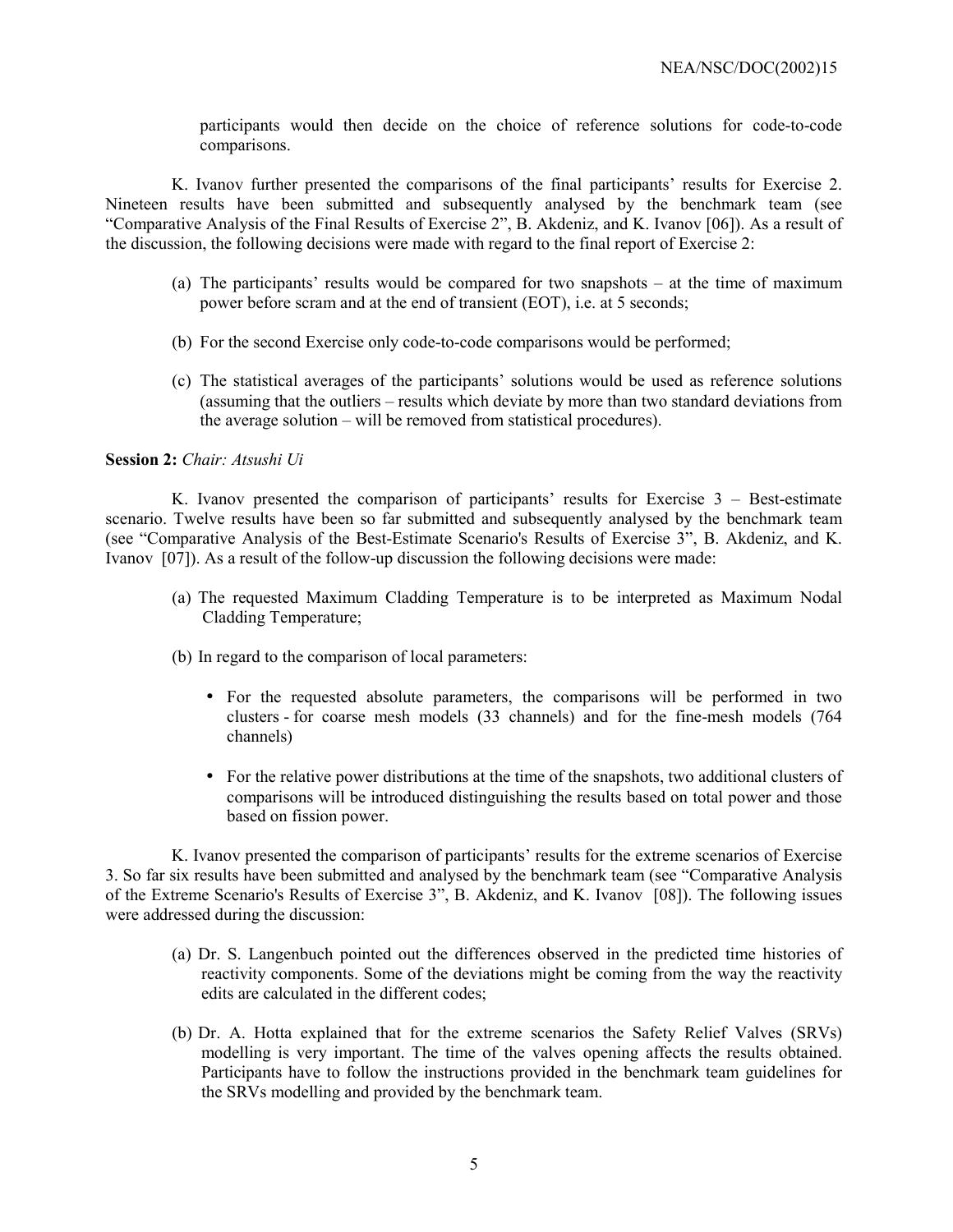participants would then decide on the choice of reference solutions for code-to-code comparisons.

K. Ivanov further presented the comparisons of the final participants' results for Exercise 2. Nineteen results have been submitted and subsequently analysed by the benchmark team (see "Comparative Analysis of the Final Results of Exercise 2", B. Akdeniz, and K. Ivanov [06]). As a result of the discussion, the following decisions were made with regard to the final report of Exercise 2:

(a) The participants' results would be compared for two snapshots – at the time of maximum power before scram and at the end of transient (EOT), i.e. at 5 seconds;

(b) For the second Exercise only code-to-code comparisons would be performed;

(c) The statistical averages of the participants' solutions would be used as reference solutions (assuming that the outliers – results which deviate by more than two standard deviations from the average solution – will be removed from statistical procedures).

**Session 2:** *Chair: Atsushi Ui*

K. Ivanov presented the comparison of participants' results for Exercise 3 – Best-estimate scenario. Twelve results have been so far submitted and subsequently analysed by the benchmark team (see "Comparative Analysis of the Best-Estimate Scenario's Results of Exercise 3", B. Akdeniz, and K. Ivanov [07]). As a result of the follow-up discussion the following decisions were made:

(a) The requested Maximum Cladding Temperature is to be interpreted as Maximum Nodal Cladding Temperature;

(b) In regard to the comparison of local parameters:

- For the requested absolute parameters, the comparisons will be performed in two clusters - for coarse mesh models (33 channels) and for the fine-mesh models (764 channels)

- For the relative power distributions at the time of the snapshots, two additional clusters of comparisons will be introduced distinguishing the results based on total power and those based on fission power.

K. Ivanov presented the comparison of participants' results for the extreme scenarios of Exercise 3. So far six results have been submitted and analysed by the benchmark team (see "Comparative Analysis of the Extreme Scenario's Results of Exercise 3", B. Akdeniz, and K. Ivanov [08]). The following issues were addressed during the discussion:

(a) Dr. S. Langenbuch pointed out the differences observed in the predicted time histories of reactivity components. Some of the deviations might be coming from the way the reactivity edits are calculated in the different codes;

(b) Dr. A. Hotta explained that for the extreme scenarios the Safety Relief Valves (SRVs) modelling is very important. The time of the valves opening affects the results obtained. Participants have to follow the instructions provided in the benchmark team guidelines for the SRVs modelling and provided by the benchmark team.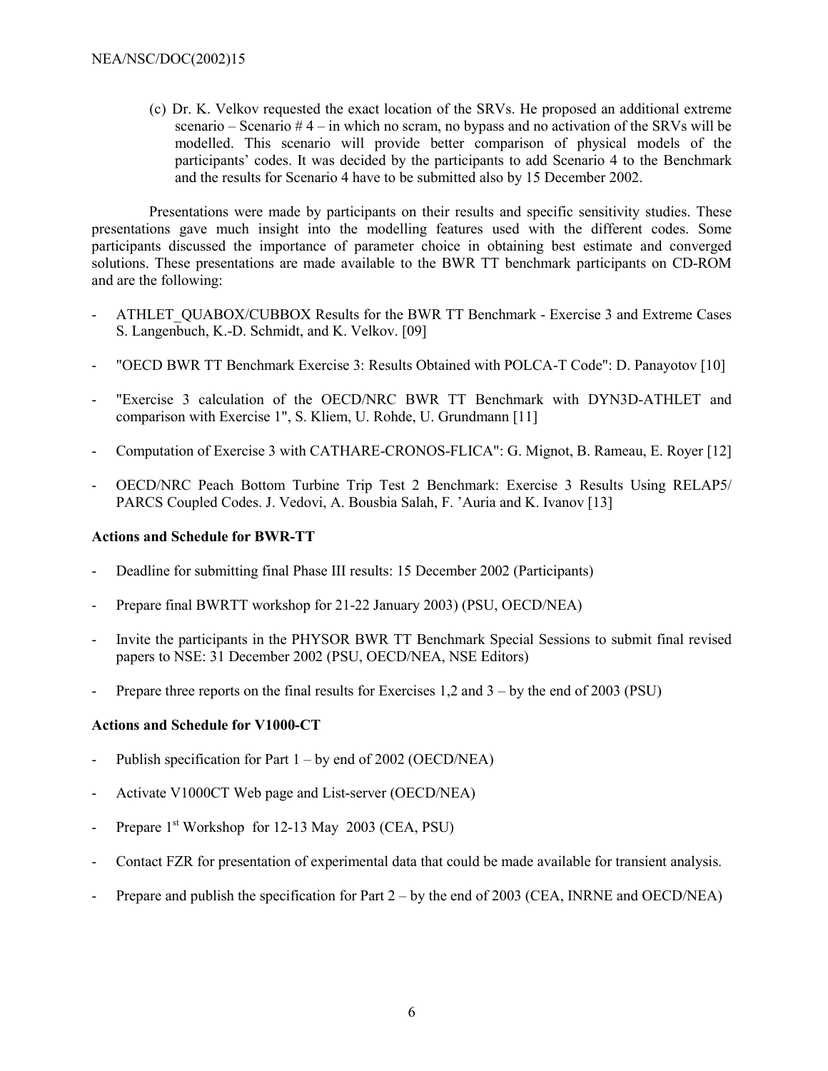(c) Dr. K. Velkov requested the exact location of the SRVs. He proposed an additional extreme scenario – Scenario # 4 – in which no scram, no bypass and no activation of the SRVs will be modelled. This scenario will provide better comparison of physical models of the participants' codes. It was decided by the participants to add Scenario 4 to the Benchmark and the results for Scenario 4 have to be submitted also by 15 December 2002.

Presentations were made by participants on their results and specific sensitivity studies. These presentations gave much insight into the modelling features used with the different codes. Some participants discussed the importance of parameter choice in obtaining best estimate and converged solutions. These presentations are made available to the BWR TT benchmark participants on CD-ROM and are the following:

- ATHLET_QUABOX/CUBBOX Results for the BWR TT Benchmark - Exercise 3 and Extreme Cases S. Langenbuch, K.-D. Schmidt, and K. Velkov. [09]
- "OECD BWR TT Benchmark Exercise 3: Results Obtained with POLCA-T Code": D. Panayotov [10]
- "Exercise 3 calculation of the OECD/NRC BWR TT Benchmark with DYN3D-ATHLET and comparison with Exercise 1", S. Kliem, U. Rohde, U. Grundmann [11]
- Computation of Exercise 3 with CATHARE-CRONOS-FLICA": G. Mignot, B. Rameau, E. Royer [12]
- OECD/NRC Peach Bottom Turbine Trip Test 2 Benchmark: Exercise 3 Results Using RELAP5/ PARCS Coupled Codes. J. Vedovi, A. Bousbia Salah, F. 'Auria and K. Ivanov [13]

**Actions and Schedule for BWR-TT**

- Deadline for submitting final Phase III results: 15 December 2002 (Participants)
- Prepare final BWRTT workshop for 21-22 January 2003) (PSU, OECD/NEA)
- Invite the participants in the PHYSOR BWR TT Benchmark Special Sessions to submit final revised papers to NSE: 31 December 2002 (PSU, OECD/NEA, NSE Editors)
- Prepare three reports on the final results for Exercises 1,2 and 3 – by the end of 2003 (PSU)

**Actions and Schedule for V1000-CT**

- Publish specification for Part 1 – by end of 2002 (OECD/NEA)
- Activate V1000CT Web page and List-server (OECD/NEA)
- Prepare 1st Workshop for 12-13 May 2003 (CEA, PSU)
- Contact FZR for presentation of experimental data that could be made available for transient analysis.
- Prepare and publish the specification for Part 2 – by the end of 2003 (CEA, INRNE and OECD/NEA)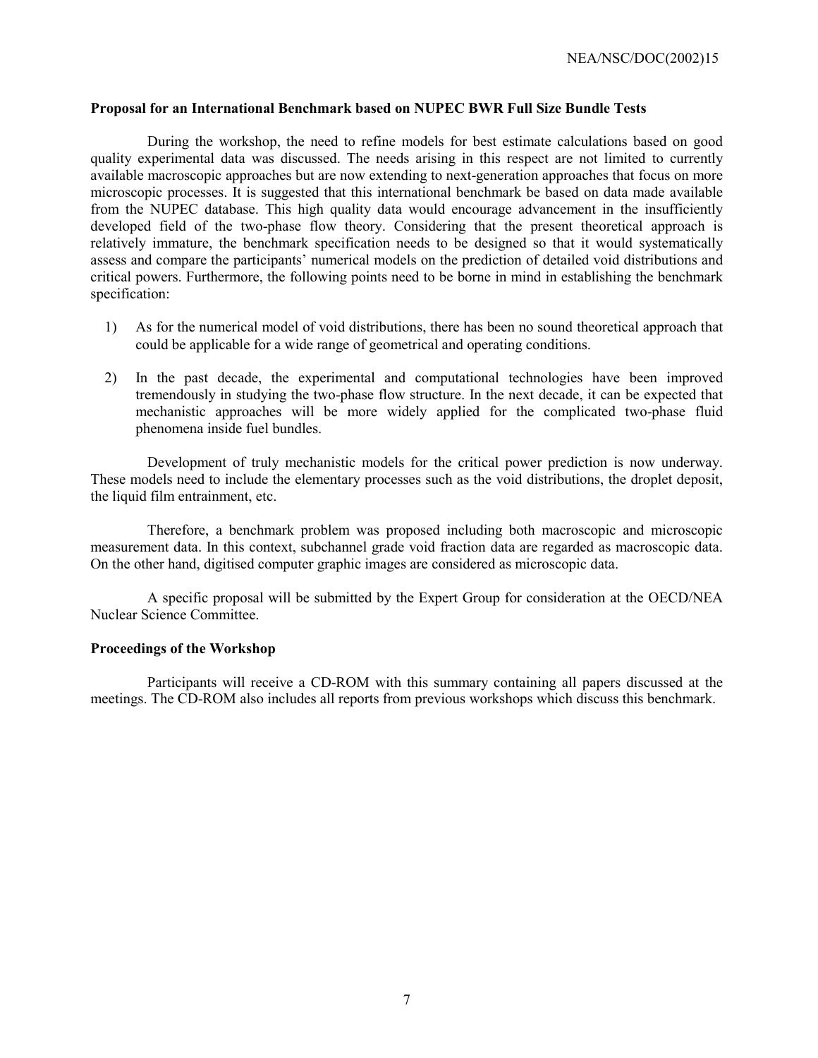### Proposal for an International Benchmark based on NUPEC BWR Full Size Bundle Tests

During the workshop, the need to refine models for best estimate calculations based on good quality experimental data was discussed. The needs arising in this respect are not limited to currently available macroscopic approaches but are now extending to next-generation approaches that focus on more microscopic processes. It is suggested that this international benchmark be based on data made available from the NUPEC database. This high quality data would encourage advancement in the insufficiently developed field of the two-phase flow theory. Considering that the present theoretical approach is relatively immature, the benchmark specification needs to be designed so that it would systematically assess and compare the participants' numerical models on the prediction of detailed void distributions and critical powers. Furthermore, the following points need to be borne in mind in establishing the benchmark specification:

1) As for the numerical model of void distributions, there has been no sound theoretical approach that could be applicable for a wide range of geometrical and operating conditions.

2) In the past decade, the experimental and computational technologies have been improved tremendously in studying the two-phase flow structure. In the next decade, it can be expected that mechanistic approaches will be more widely applied for the complicated two-phase fluid phenomena inside fuel bundles.

Development of truly mechanistic models for the critical power prediction is now underway. These models need to include the elementary processes such as the void distributions, the droplet deposit, the liquid film entrainment, etc.

Therefore, a benchmark problem was proposed including both macroscopic and microscopic measurement data. In this context, subchannel grade void fraction data are regarded as macroscopic data. On the other hand, digitised computer graphic images are considered as microscopic data.

A specific proposal will be submitted by the Expert Group for consideration at the OECD/NEA Nuclear Science Committee.

### Proceedings of the Workshop

Participants will receive a CD-ROM with this summary containing all papers discussed at the meetings. The CD-ROM also includes all reports from previous workshops which discuss this benchmark.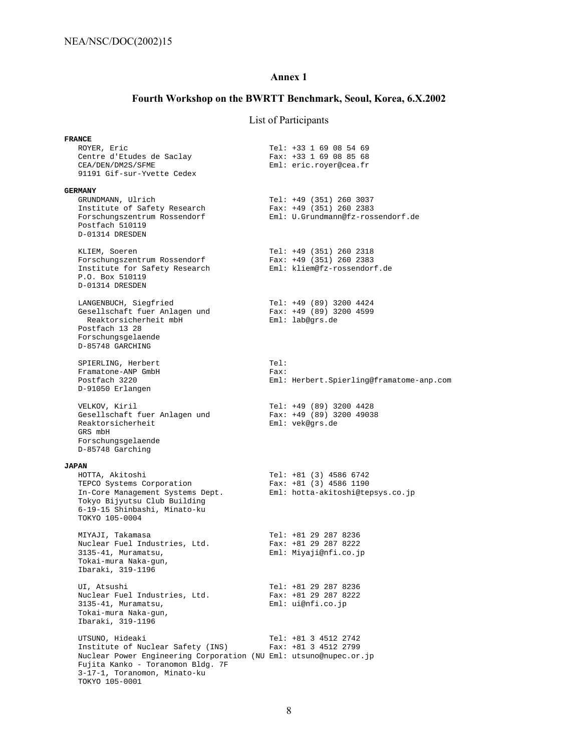## Annex 1

### Fourth Workshop on the BWRTT Benchmark, Seoul, Korea, 6.X.2002

List of Participants

**FRANCE**

ROYER, Eric
Centre d'Etudes de Saclay
CEA/DEN/DM2S/SFME
91191 Gif-sur-Yvette Cedex
Tel: +33 1 69 08 54 69
Fax: +33 1 69 08 85 68
Eml: eric.royer@cea.fr

**GERMANY**

GRUNDMANN, Ulrich
Institute of Safety Research
Forschungszentrum Rossendorf
Postfach 510119
D-01314 DRESDEN
Tel: +49 (351) 260 3037
Fax: +49 (351) 260 2383
Eml: U.Grundmann@fz-rossendorf.de

KLIEM, Soeren
Forschungszentrum Rossendorf
Institute for Safety Research
P.O. Box 510119
D-01314 DRESDEN
Tel: +49 (351) 260 2318
Fax: +49 (351) 260 2383
Eml: kliem@fz-rossendorf.de

LANGENBUCH, Siegfried
Gesellschaft fuer Anlagen und Reaktorsicherheit mbH
Postfach 13 28
Forschungsgelaende
D-85748 GARCHING
Tel: +49 (89) 3200 4424
Fax: +49 (89) 3200 4599
Eml: lab@grs.de

SPIERLING, Herbert
Framatone-ANP GmbH
Postfach 3220
D-91050 Erlangen
Tel:
Fax:
Eml: Herbert.Spierling@framatome-anp.com

VELKOV, Kiril
Gesellschaft fuer Anlagen und Reaktorsicherheit
GRS mbH
Forschungsgelaende
D-85748 Garching
Tel: +49 (89) 3200 4428
Fax: +49 (89) 3200 49038
Eml: vek@grs.de

**JAPAN**

HOTTA, Akitoshi
TEPCO Systems Corporation
In-Core Management Systems Dept.
Tokyo Bijyutsu Club Building
6-19-15 Shinbashi, Minato-ku
TOKYO 105-0004
Tel: +81 (3) 4586 6742
Fax: +81 (3) 4586 1190
Eml: hotta-akitoshi@tepsys.co.jp

MIYAJI, Takamasa
Nuclear Fuel Industries, Ltd.
3135-41, Muramatsu,
Tokai-mura Naka-gun,
Ibaraki, 319-1196
Tel: +81 29 287 8236
Fax: +81 29 287 8222
Eml: Miyaji@nfi.co.jp

UI, Atsushi
Nuclear Fuel Industries, Ltd.
3135-41, Muramatsu,
Tokai-mura Naka-gun,
Ibaraki, 319-1196
Tel: +81 29 287 8236
Fax: +81 29 287 8222
Eml: ui@nfi.co.jp

UTSUNO, Hideaki
Institute of Nuclear Safety (INS)
Nuclear Power Engineering Corporation (NU
Fujita Kanko - Toranomon Bldg. 7F
3-17-1, Toranomon, Minato-ku
TOKYO 105-0001
Tel: +81 3 4512 2742
Fax: +81 3 4512 2799
Eml: utsuno@nupec.or.jp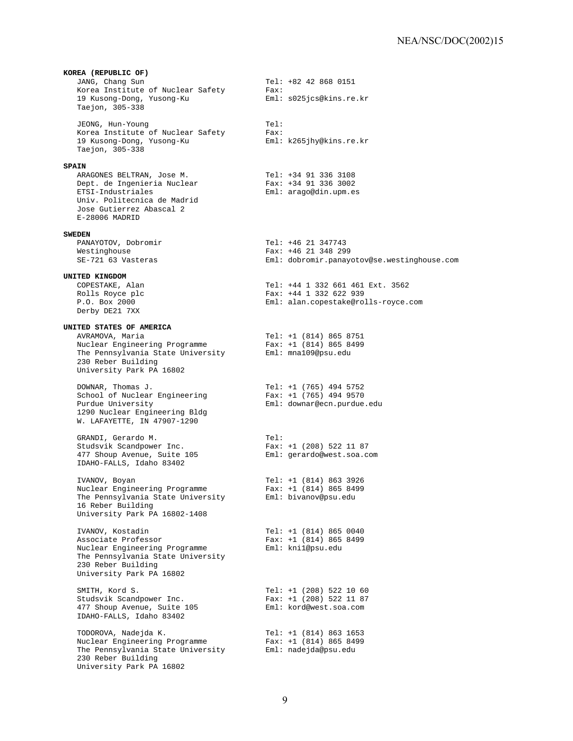**KOREA (REPUBLIC OF)**

JANG, Chang Sun
Korea Institute of Nuclear Safety
19 Kusong-Dong, Yusong-Ku
Taejon, 305-338

Tel: +82 42 868 0151
Fax:
Eml: s025jcs@kins.re.kr

JEONG, Hun-Young
Korea Institute of Nuclear Safety
19 Kusong-Dong, Yusong-Ku
Taejon, 305-338

Tel:
Fax:
Eml: k265jhy@kins.re.kr

**SPAIN**

ARAGONES BELTRAN, Jose M.
Dept. de Ingenieria Nuclear
ETSI-Industriales
Univ. Politecnica de Madrid
Jose Gutierrez Abascal 2
E-28006 MADRID

Tel: +34 91 336 3108
Fax: +34 91 336 3002
Eml: arago@din.upm.es

**SWEDEN**

PANAYOTOV, Dobromir
Westinghouse
SE-721 63 Vasteras

Tel: +46 21 347743
Fax: +46 21 348 299
Eml: dobromir.panayotov@se.westinghouse.com

**UNITED KINGDOM**

COPESTAKE, Alan
Rolls Royce plc
P.O. Box 2000
Derby DE21 7XX

Tel: +44 1 332 661 461 Ext. 3562
Fax: +44 1 332 622 939
Eml: alan.copestake@rolls-royce.com

**UNITED STATES OF AMERICA**

AVRAMOVA, Maria
Nuclear Engineering Programme
The Pennsylvania State University
230 Reber Building
University Park PA 16802

Tel: +1 (814) 865 8751
Fax: +1 (814) 865 8499
Eml: mna109@psu.edu

DOWNAR, Thomas J.
School of Nuclear Engineering
Purdue University
1290 Nuclear Engineering Bldg
W. LAFAYETTE, IN 47907-1290

Tel: +1 (765) 494 5752
Fax: +1 (765) 494 9570
Eml: downar@ecn.purdue.edu

GRANDI, Gerardo M.
Studsvik Scandpower Inc.
477 Shoup Avenue, Suite 105
IDAHO-FALLS, Idaho 83402

Tel:
Fax: +1 (208) 522 11 87
Eml: gerardo@west.soa.com

IVANOV, Boyan
Nuclear Engineering Programme
The Pennsylvania State University
16 Reber Building
University Park PA 16802-1408

Tel: +1 (814) 863 3926
Fax: +1 (814) 865 8499
Eml: bivanov@psu.edu

IVANOV, Kostadin
Associate Professor
Nuclear Engineering Programme
The Pennsylvania State University
230 Reber Building
University Park PA 16802

Tel: +1 (814) 865 0040
Fax: +1 (814) 865 8499
Eml: kni1@psu.edu

SMITH, Kord S.
Studsvik Scandpower Inc.
477 Shoup Avenue, Suite 105
IDAHO-FALLS, Idaho 83402

Tel: +1 (208) 522 10 60
Fax: +1 (208) 522 11 87
Eml: kord@west.soa.com

TODOROVA, Nadejda K.
Nuclear Engineering Programme
The Pennsylvania State University
230 Reber Building
University Park PA 16802

Tel: +1 (814) 863 1653
Fax: +1 (814) 865 8499
Eml: nadejda@psu.edu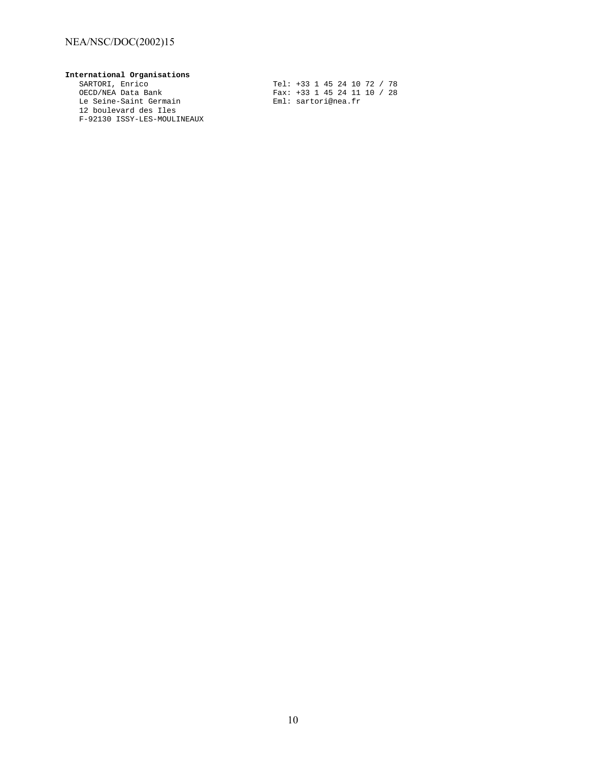**International Organisations**

SARTORI, Enrico  
OECD/NEA Data Bank  
Le Seine-Saint Germain  
12 boulevard des Iles  
F-92130 ISSY-LES-MOULINEAUX

Tel: +33 1 45 24 10 72 / 78  
Fax: +33 1 45 24 11 10 / 28  
Eml: sartori@nea.fr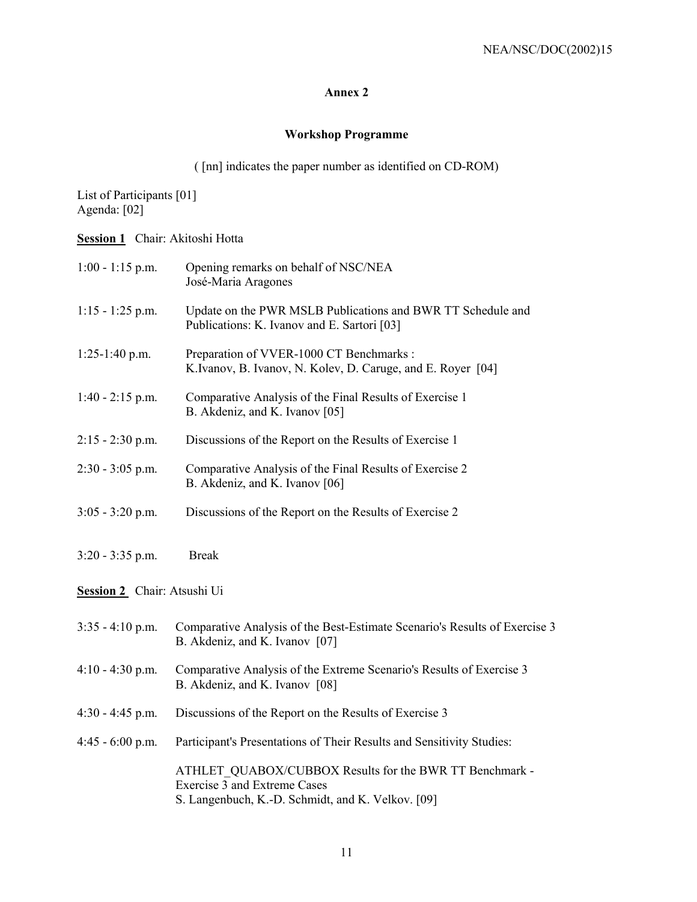## Annex 2

### Workshop Programme

( [nn] indicates the paper number as identified on CD-ROM)

List of Participants [01]
Agenda: [02]

**Session 1** Chair: Akitoshi Hotta

| | |
|---|---|
| 1:00 - 1:15 p.m. | Opening remarks on behalf of NSC/NEA<br>José-Maria Aragones |
| 1:15 - 1:25 p.m. | Update on the PWR MSLB Publications and BWR TT Schedule and Publications: K. Ivanov and E. Sartori [03] |
| 1:25-1:40 p.m. | Preparation of VVER-1000 CT Benchmarks :<br>K.Ivanov, B. Ivanov, N. Kolev, D. Caruge, and E. Royer [04] |
| 1:40 - 2:15 p.m. | Comparative Analysis of the Final Results of Exercise 1<br>B. Akdeniz, and K. Ivanov [05] |
| 2:15 - 2:30 p.m. | Discussions of the Report on the Results of Exercise 1 |
| 2:30 - 3:05 p.m. | Comparative Analysis of the Final Results of Exercise 2<br>B. Akdeniz, and K. Ivanov [06] |
| 3:05 - 3:20 p.m. | Discussions of the Report on the Results of Exercise 2 |
| 3:20 - 3:35 p.m. | Break |

**Session 2** Chair: Atsushi Ui

| | |
|---|---|
| 3:35 - 4:10 p.m. | Comparative Analysis of the Best-Estimate Scenario's Results of Exercise 3<br>B. Akdeniz, and K. Ivanov [07] |
| 4:10 - 4:30 p.m. | Comparative Analysis of the Extreme Scenario's Results of Exercise 3<br>B. Akdeniz, and K. Ivanov [08] |
| 4:30 - 4:45 p.m. | Discussions of the Report on the Results of Exercise 3 |
| 4:45 - 6:00 p.m. | Participant's Presentations of Their Results and Sensitivity Studies:<br><br>ATHLET_QUABOX/CUBBOX Results for the BWR TT Benchmark - Exercise 3 and Extreme Cases<br>S. Langenbuch, K.-D. Schmidt, and K. Velkov. [09] |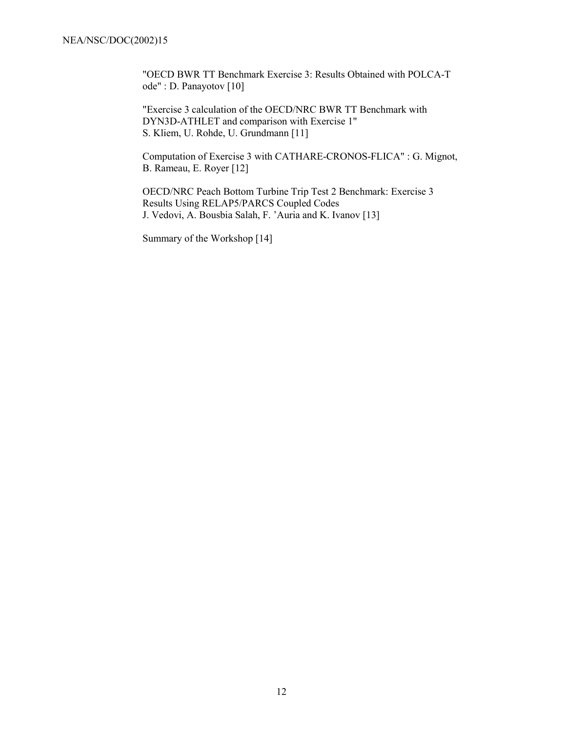"OECD BWR TT Benchmark Exercise 3: Results Obtained with POLCA-T ode" : D. Panayotov [10]

"Exercise 3 calculation of the OECD/NRC BWR TT Benchmark with DYN3D-ATHLET and comparison with Exercise 1"
S. Kliem, U. Rohde, U. Grundmann [11]

Computation of Exercise 3 with CATHARE-CRONOS-FLICA" : G. Mignot, B. Rameau, E. Royer [12]

OECD/NRC Peach Bottom Turbine Trip Test 2 Benchmark: Exercise 3 Results Using RELAP5/PARCS Coupled Codes
J. Vedovi, A. Bousbia Salah, F. 'Auria and K. Ivanov [13]

Summary of the Workshop [14]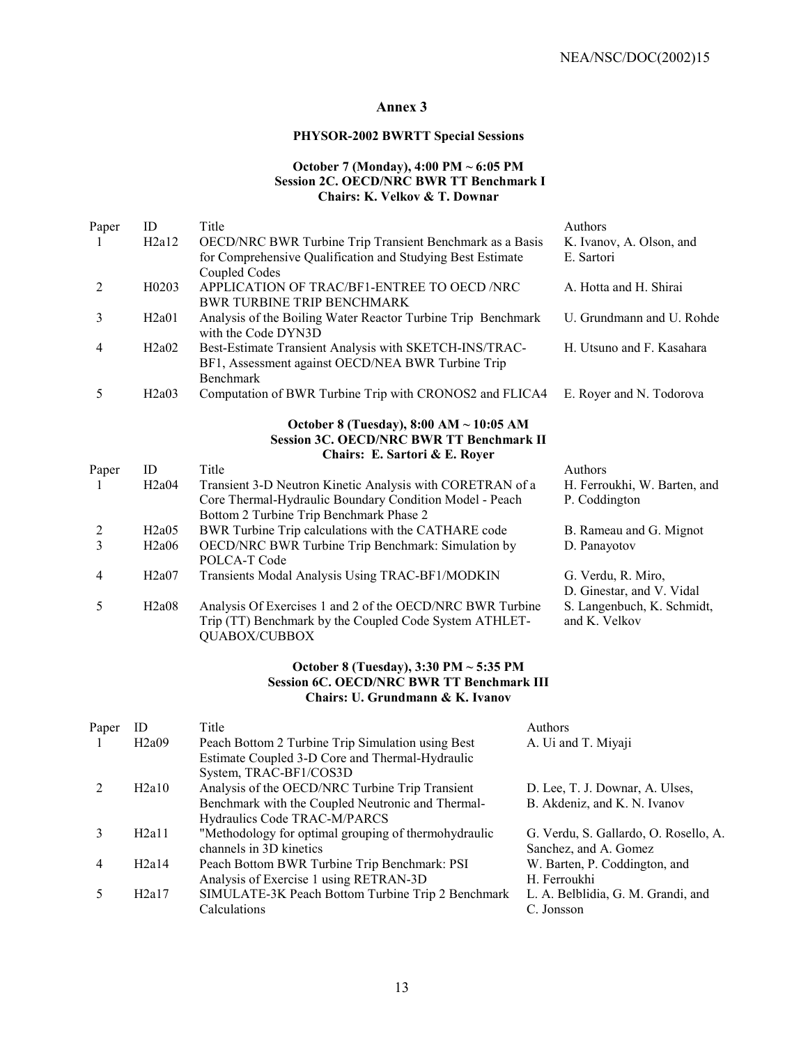# Annex 3

## PHYSOR-2002 BWRTT Special Sessions

### October 7 (Monday), 4:00 PM ~ 6:05 PM
### Session 2C. OECD/NRC BWR TT Benchmark I
### Chairs: K. Velkov & T. Downar

| Paper | ID | Title | Authors |
|---|---|---|---|
| 1 | H2a12 | OECD/NRC BWR Turbine Trip Transient Benchmark as a Basis for Comprehensive Qualification and Studying Best Estimate Coupled Codes | K. Ivanov, A. Olson, and E. Sartori |
| 2 | H0203 | APPLICATION OF TRAC/BF1-ENTREE TO OECD /NRC BWR TURBINE TRIP BENCHMARK | A. Hotta and H. Shirai |
| 3 | H2a01 | Analysis of the Boiling Water Reactor Turbine Trip Benchmark with the Code DYN3D | U. Grundmann and U. Rohde |
| 4 | H2a02 | Best-Estimate Transient Analysis with SKETCH-INS/TRAC-BF1, Assessment against OECD/NEA BWR Turbine Trip Benchmark | H. Utsuno and F. Kasahara |
| 5 | H2a03 | Computation of BWR Turbine Trip with CRONOS2 and FLICA4 | E. Royer and N. Todorova |

### October 8 (Tuesday), 8:00 AM ~ 10:05 AM
### Session 3C. OECD/NRC BWR TT Benchmark II
### Chairs: E. Sartori & E. Royer

| Paper | ID | Title | Authors |
|---|---|---|---|
| 1 | H2a04 | Transient 3-D Neutron Kinetic Analysis with CORETRAN of a Core Thermal-Hydraulic Boundary Condition Model - Peach Bottom 2 Turbine Trip Benchmark Phase 2 | H. Ferroukhi, W. Barten, and P. Coddington |
| 2 | H2a05 | BWR Turbine Trip calculations with the CATHARE code | B. Rameau and G. Mignot |
| 3 | H2a06 | OECD/NRC BWR Turbine Trip Benchmark: Simulation by POLCA-T Code | D. Panayotov |
| 4 | H2a07 | Transients Modal Analysis Using TRAC-BF1/MODKIN | G. Verdu, R. Miro, D. Ginestar, and V. Vidal |
| 5 | H2a08 | Analysis Of Exercises 1 and 2 of the OECD/NRC BWR Turbine Trip (TT) Benchmark by the Coupled Code System ATHLET-QUABOX/CUBBOX | S. Langenbuch, K. Schmidt, and K. Velkov |

### October 8 (Tuesday), 3:30 PM ~ 5:35 PM
### Session 6C. OECD/NRC BWR TT Benchmark III
### Chairs: U. Grundmann & K. Ivanov

| Paper | ID | Title | Authors |
|---|---|---|---|
| 1 | H2a09 | Peach Bottom 2 Turbine Trip Simulation using Best Estimate Coupled 3-D Core and Thermal-Hydraulic System, TRAC-BF1/COS3D | A. Ui and T. Miyaji |
| 2 | H2a10 | Analysis of the OECD/NRC Turbine Trip Transient Benchmark with the Coupled Neutronic and Thermal-Hydraulics Code TRAC-M/PARCS | D. Lee, T. J. Downar, A. Ulses, B. Akdeniz, and K. N. Ivanov |
| 3 | H2a11 | "Methodology for optimal grouping of thermohydraulic channels in 3D kinetics | G. Verdu, S. Gallardo, O. Rosello, A. Sanchez, and A. Gomez |
| 4 | H2a14 | Peach Bottom BWR Turbine Trip Benchmark: PSI Analysis of Exercise 1 using RETRAN-3D | W. Barten, P. Coddington, and H. Ferroukhi |
| 5 | H2a17 | SIMULATE-3K Peach Bottom Turbine Trip 2 Benchmark Calculations | L. A. Belblidia, G. M. Grandi, and C. Jonsson |